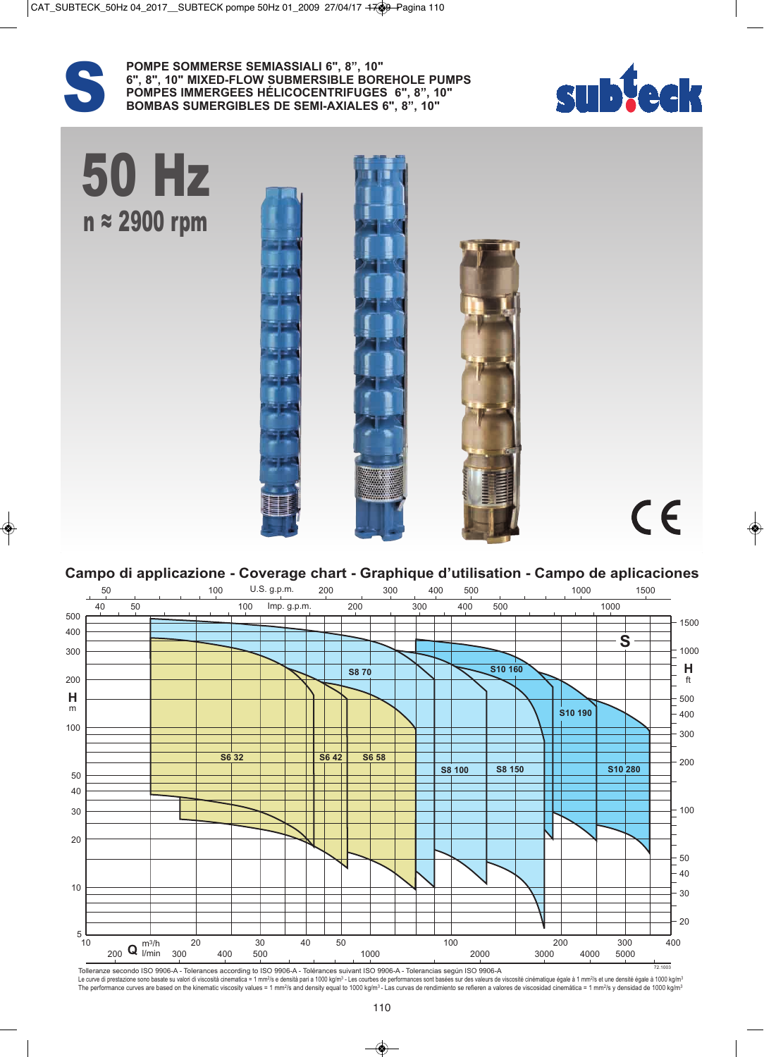# S

**POMPE SOMMERSE SEMIASSIALI 6", 8", 10"**
**6", 8", 10" MIXED-FLOW SUBMERSIBLE BOREHOLE PUMPS**
**POMPES IMMERGEES HÉLICOCENTRIFUGES 6", 8", 10"**
**BOMBAS SUMERGIBLES DE SEMI-AXIALES 6", 8", 10"**

subteck

# 50 Hz

## n ≈ 2900 rpm

CE

## Campo di applicazione - Coverage chart - Graphique d'utilisation - Campo de aplicaciones

S6 32, S6 42, S6 58, S8 70, S8 100, S8 150, S10 160, S10 190, S10 280

Tolleranze secondo ISO 9906-A - Tolerances according to ISO 9906-A - Tolérances suivant ISO 9906-A - Tolerancias según ISO 9906-A

Le curve di prestazione sono basate su valori di viscosità cinematica = 1 mm²/s e densità pari a 1000 kg/m³ - Les courbes de performances sont basées sur des valeurs de viscosité cinématique égale à 1 mm²/s et une densité égale à 1000 kg/m³

The performance curves are based on the kinematic viscosity values = 1 mm²/s and density equal to 1000 kg/m³ - Las curvas de rendimiento se refieren a valores de viscosidad cinemática = 1 mm²/s y densidad de 1000 kg/m³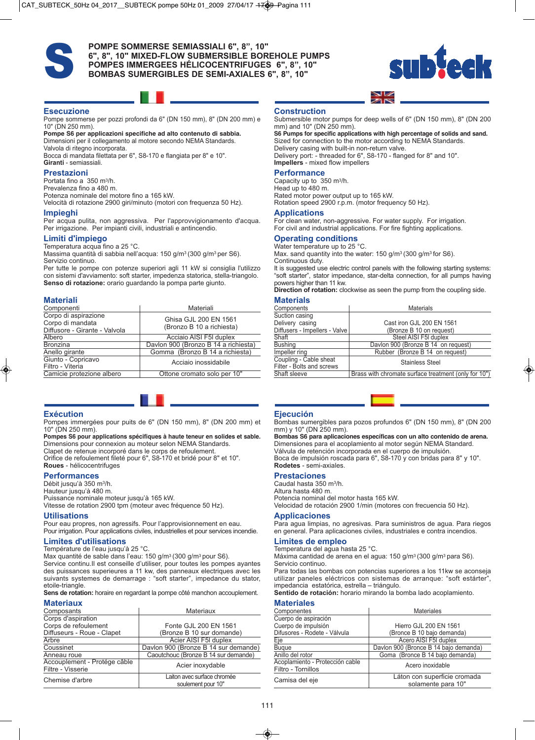# POMPE SOMMERSE SEMIASSIALI 6", 8", 10"
# 6", 8", 10" MIXED-FLOW SUBMERSIBLE BOREHOLE PUMPS
# POMPES IMMERGEES HÉLICOCENTRIFUGES 6", 8", 10"
# BOMBAS SUMERGIBLES DE SEMI-AXIALES 6", 8", 10"

## Esecuzione

Pompe sommerse per pozzi profondi da 6" (DN 150 mm), 8" (DN 200 mm) e 10" (DN 250 mm).
**Pompe S6 per applicazioni specifiche ad alto contenuto di sabbia.**
Dimensioni per il collegamento al motore secondo NEMA Standards.
Valvola di ritegno incorporata.
Bocca di mandata filettata per 6", S8-170 e flangiata per 8" e 10".
**Giranti** - semiassiali.

## Prestazioni

Portata fino a 350 m³/h.
Prevalenza fino a 480 m.
Potenza nominale del motore fino a 165 kW.
Velocità di rotazione 2900 giri/minuto (motori con frequenza 50 Hz).

## Impieghi

Per acqua pulita, non aggressiva. Per l'approvvigionamento d'acqua. Per irrigazione. Per impianti civili, industriali e antincendio.

## Limiti d'impiego

Temperatura acqua fino a 25 °C.
Massima quantità di sabbia nell'acqua: 150 g/m³ (300 g/m³ per S6).
Servizio continuo.
Per tutte le pompe con potenze superiori agli 11 kW si consiglia l'utilizzo con sistemi d'avviamento: soft starter, impedenza statorica, stella-triangolo.
**Senso di rotazione:** orario guardando la pompa parte giunto.

## Materiali

| Componenti | Materiali |
|---|---|
| Corpo di aspirazione<br>Corpo di mandata<br>Diffusore - Girante - Valvola | Ghisa GJL 200 EN 1561<br>(Bronzo B 10 a richiesta) |
| Albero | Acciaio AISI F5I duplex |
| Bronzina | Davlon 900 (Bronzo B 14 a richiesta) |
| Anello girante | Gomma (Bronzo B 14 a richiesta) |
| Giunto - Copricavo<br>Filtro - Viteria | Acciaio inossidabile |
| Camicie protezione albero | Ottone cromato solo per 10" |

## Construction

Submersible motor pumps for deep wells of 6" (DN 150 mm), 8" (DN 200 mm) and 10" (DN 250 mm).
**S6 Pumps for specific applications with high percentage of solids and sand.**
Sized for connection to the motor according to NEMA Standards.
Delivery casing with built-in non-return valve.
Delivery port: - threaded for 6", S8-170 - flanged for 8" and 10".
**Impellers** - mixed flow impellers

## Performance

Capacity up to 350 m³/h.
Head up to 480 m.
Rated motor power output up to 165 kW.
Rotation speed 2900 r.p.m. (motor frequency 50 Hz).

## Applications

For clean water, non-aggressive. For water supply. For irrigation.
For civil and industrial applications. For fire fighting applications.

## Operating conditions

Water temperature up to 25 °C.
Max. sand quantity into the water: 150 g/m³ (300 g/m³ for S6).
Continuous duty.
It is suggested use electric control panels with the following starting systems: "soft starter", stator impedance, star-delta connection, for all pumps having powers higher than 11 kw.
**Direction of rotation:** clockwise as seen the pump from the coupling side.

## Materials

| Components | Materials |
|---|---|
| Suction casing<br>Delivery casing<br>Diffusers - Impellers - Valve | Cast iron GJL 200 EN 1561<br>(Bronze B 10 on request) |
| Shaft | Steel AISI F5I duplex |
| Bushing | Davlon 900 (Bronze B 14 on request) |
| Impeller ring | Rubber (Bronze B 14 on request) |
| Coupling - Cable sheat<br>Filter - Bolts and screws | Stainless Steel |
| Shaft sleeve | Brass with chromate surface treatment (only for 10") |

## Exécution

Pompes immergées pour puits de 6" (DN 150 mm), 8" (DN 200 mm) et 10" (DN 250 mm).
**Pompes S6 pour applications spécifiques à haute teneur en solides et sable.**
Dimensions pour connexion au moteur selon NEMA Standards.
Clapet de retenue incorporé dans le corps de refoulement.
Orifice de refoulement fileté pour 6", S8-170 et bridé pour 8" et 10".
**Roues** - hélicocentrifuges

## Performances

Débit jusqu'à 350 m³/h.
Hauteur jusqu'à 480 m.
Puissance nominale moteur jusqu'à 165 kW.
Vitesse de rotation 2900 tpm (moteur avec fréquence 50 Hz).

## Utilisations

Pour eau propres, non agressifs. Pour l'approvisionnement en eau.
Pour irrigation. Pour applications civiles, industrielles et pour services incendie.

## Limites d'utilisations

Température de l'eau jusqu'à 25 °C.
Max quantité de sable dans l'eau: 150 g/m³ (300 g/m³ pour S6).
Service continu.Il est conseille d'utiliser, pour toutes les pompes ayantes des puissances superieures a 11 kw, des panneaux electriques avec les suivants systemes de demarrage : "soft starter", impedance du stator, etoile-triangle.
**Sens de rotation:** horaire en regardant la pompe côté manchon accouplement.

## Materiaux

| Composants | Materiaux |
|---|---|
| Corps d'aspiration<br>Corps de refoulement<br>Diffuseurs - Roue - Clapet | Fonte GJL 200 EN 1561<br>(Bronze B 10 sur domande) |
| Arbre | Acier AISI F5I duplex |
| Coussinet | Davlon 900 (Bronze B 14 sur demande) |
| Anneau roue | Caoutchouc (Bronze B 14 sur demande) |
| Accouplement - Protége câble<br>Filtre - Visserie | Acier inoxydable |
| Chemise d'arbre | Laiton avec surface chromée soulement pour 10" |

## Ejecución

Bombas sumergibles para pozos profundos 6" (DN 150 mm), 8" (DN 200 mm) y 10" (DN 250 mm).
**Bombas S6 para aplicaciones específicas con un alto contenido de arena.**
Dimensiones para el acoplamiento al motor según NEMA Standard.
Válvula de retención incorporada en el cuerpo de impulsión.
Boca de impulsión roscada para 6", S8-170 y con bridas para 8" y 10".
**Rodetes** - semi-axiales.

## Prestaciones

Caudal hasta 350 m³/h.
Altura hasta 480 m.
Potencia nominal del motor hasta 165 kW.
Velocidad de rotación 2900 1/min (motores con frecuencia 50 Hz).

## Applicaciones

Para agua limpias, no agresivas. Para suministros de agua. Para riegos en general. Para aplicaciones civiles, industriales y contra incendios.

## Limites de empleo

Temperatura del agua hasta 25 °C.
Máxima cantidad de arena en el agua: 150 g/m³ (300 g/m³ para S6).
Servicio continuo.
Para todas las bombas con potencias superiores a los 11kw se aconseja utilizar paneles eléctricos con sistemas de arranque: "soft estárter", impedancia estatórica, estrella – triángulo.
**Sentido de rotación:** horario mirando la bomba lado acoplamiento.

## Materiales

| Componentes | Materiales |
|---|---|
| Cuerpo de aspiración<br>Cuerpo de impulsión<br>Difusores - Rodete - Válvula | Hierro GJL 200 EN 1561<br>(Bronce B 10 bajo demanda) |
| Eje | Acero AISI F5I duplex |
| Buque | Davlon 900 (Bronce B 14 bajo demanda) |
| Anillo del rotor | Goma (Bronce B 14 bajo demanda) |
| Acoplamiento - Protección cable<br>Filtro - Tornillos | Acero inoxidable |
| Camisa del eje | Láton con superficie cromada solamente para 10" |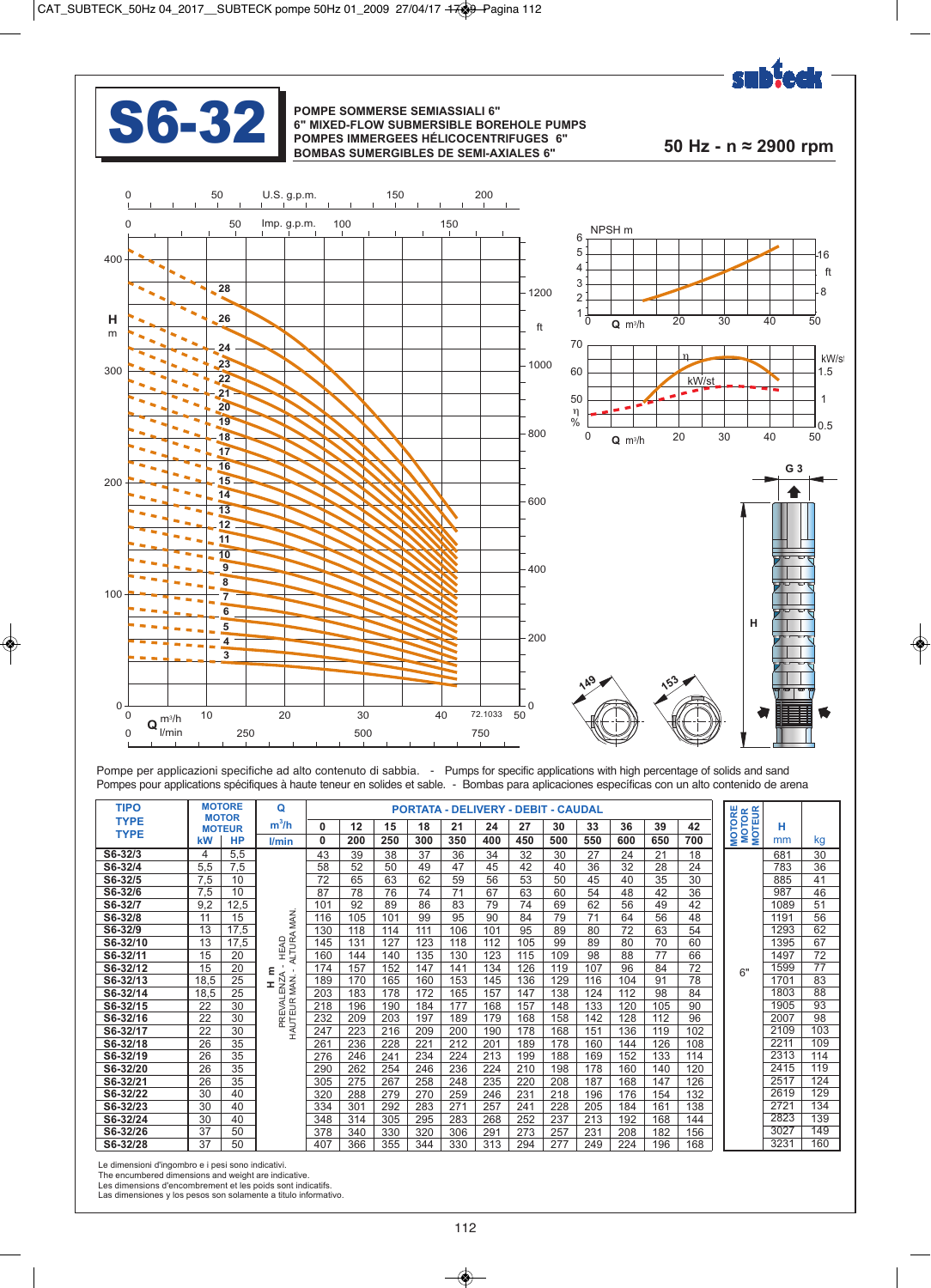# S6-32

**POMPE SOMMERSE SEMIASSIALI 6"**
**6" MIXED-FLOW SUBMERSIBLE BOREHOLE PUMPS**
**POMPES IMMERGEES HÉLICOCENTRIFUGES 6"**
**BOMBAS SUMERGIBLES DE SEMI-AXIALES 6"**

**50 Hz - n ≈ 2900 rpm**

Pompe per applicazioni specifiche ad alto contenuto di sabbia. - Pumps for specific applications with high percentage of solids and sand
Pompes pour applications spécifiques à haute teneur en solides et sable. - Bombas para aplicaciones específicas con un alto contenido de arena

| TIPO TYPE TYPE | MOTORE MOTOR MOTEUR kW | HP | Q m³/h / l/min | 0 / 0 | 12 / 200 | 15 / 250 | 18 / 300 | 21 / 350 | 24 / 400 | 27 / 450 | 30 / 500 | 33 / 550 | 36 / 600 | 39 / 650 | 42 / 700 | MOTORE MOTOR MOTEUR | H mm | kg |
|---|---|---|---|---|---|---|---|---|---|---|---|---|---|---|---|---|---|---|
| S6-32/3 | 4 | 5,5 | H m PREVALENZA - HEAD HAUTEUR MAN. - ALTURA MAN. | 43 | 39 | 38 | 37 | 36 | 34 | 32 | 30 | 27 | 24 | 21 | 18 | 6" | 681 | 30 |
| S6-32/4 | 5,5 | 7,5 | | 58 | 52 | 50 | 49 | 47 | 45 | 42 | 40 | 36 | 32 | 28 | 24 | | 783 | 36 |
| S6-32/5 | 7,5 | 10 | | 72 | 65 | 63 | 62 | 59 | 56 | 53 | 50 | 45 | 40 | 35 | 30 | | 885 | 41 |
| S6-32/6 | 7,5 | 10 | | 87 | 78 | 76 | 74 | 71 | 67 | 63 | 60 | 54 | 48 | 42 | 36 | | 987 | 46 |
| S6-32/7 | 9,2 | 12,5 | | 101 | 92 | 89 | 86 | 83 | 79 | 74 | 69 | 62 | 56 | 49 | 42 | | 1089 | 51 |
| S6-32/8 | 11 | 15 | | 116 | 105 | 101 | 99 | 95 | 90 | 84 | 79 | 71 | 64 | 56 | 48 | | 1191 | 56 |
| S6-32/9 | 13 | 17,5 | | 130 | 118 | 114 | 111 | 106 | 101 | 95 | 89 | 80 | 72 | 63 | 54 | | 1293 | 62 |
| S6-32/10 | 13 | 17,5 | | 145 | 131 | 127 | 123 | 118 | 112 | 105 | 99 | 89 | 80 | 70 | 60 | | 1395 | 67 |
| S6-32/11 | 15 | 20 | | 160 | 144 | 140 | 135 | 130 | 123 | 115 | 109 | 98 | 88 | 77 | 66 | | 1497 | 72 |
| S6-32/12 | 15 | 20 | | 174 | 157 | 152 | 147 | 141 | 134 | 126 | 119 | 107 | 96 | 84 | 72 | | 1599 | 77 |
| S6-32/13 | 18,5 | 25 | | 189 | 170 | 165 | 160 | 153 | 145 | 136 | 129 | 116 | 104 | 91 | 78 | | 1701 | 83 |
| S6-32/14 | 18,5 | 25 | | 203 | 183 | 178 | 172 | 165 | 157 | 147 | 138 | 124 | 112 | 98 | 84 | | 1803 | 88 |
| S6-32/15 | 22 | 30 | | 218 | 196 | 190 | 184 | 177 | 168 | 157 | 148 | 133 | 120 | 105 | 90 | | 1905 | 93 |
| S6-32/16 | 22 | 30 | | 232 | 209 | 203 | 197 | 189 | 179 | 168 | 158 | 142 | 128 | 112 | 96 | | 2007 | 98 |
| S6-32/17 | 22 | 30 | | 247 | 223 | 216 | 209 | 200 | 190 | 178 | 168 | 151 | 136 | 119 | 102 | | 2109 | 103 |
| S6-32/18 | 26 | 35 | | 261 | 236 | 228 | 221 | 212 | 201 | 189 | 178 | 160 | 144 | 126 | 108 | | 2211 | 109 |
| S6-32/19 | 26 | 35 | | 276 | 246 | 241 | 234 | 224 | 213 | 199 | 188 | 169 | 152 | 133 | 114 | | 2313 | 114 |
| S6-32/20 | 26 | 35 | | 290 | 262 | 254 | 246 | 236 | 224 | 210 | 198 | 178 | 160 | 140 | 120 | | 2415 | 119 |
| S6-32/21 | 26 | 35 | | 305 | 275 | 267 | 258 | 248 | 235 | 220 | 208 | 187 | 168 | 147 | 126 | | 2517 | 124 |
| S6-32/22 | 30 | 40 | | 320 | 288 | 279 | 270 | 259 | 246 | 231 | 218 | 196 | 176 | 154 | 132 | | 2619 | 129 |
| S6-32/23 | 30 | 40 | | 334 | 301 | 292 | 283 | 271 | 257 | 241 | 228 | 205 | 184 | 161 | 138 | | 2721 | 134 |
| S6-32/24 | 30 | 40 | | 348 | 314 | 305 | 295 | 283 | 268 | 252 | 237 | 213 | 192 | 168 | 144 | | 2823 | 139 |
| S6-32/26 | 37 | 50 | | 378 | 340 | 330 | 320 | 306 | 291 | 273 | 257 | 231 | 208 | 182 | 156 | | 3027 | 149 |
| S6-32/28 | 37 | 50 | | 407 | 366 | 355 | 344 | 330 | 313 | 294 | 277 | 249 | 224 | 196 | 168 | | 3231 | 160 |

PORTATA - DELIVERY - DEBIT - CAUDAL

Le dimensioni d'ingombro e i pesi sono indicativi.
The encumbered dimensions and weight are indicative.
Les dimensions d'encombrement et les poids sont indicatifs.
Las dimensiones y los pesos son solamente a título informativo.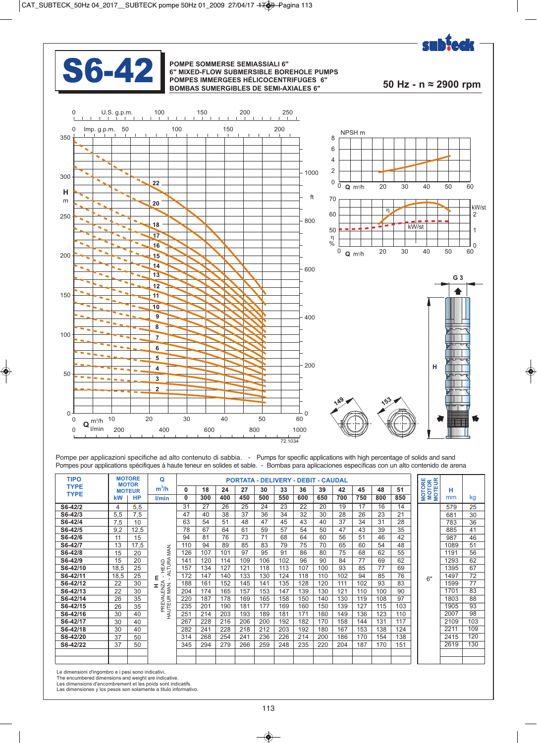# S6-42

**POMPE SOMMERSE SEMIASSIALI 6"**
**6" MIXED-FLOW SUBMERSIBLE BOREHOLE PUMPS**
**POMPES IMMERGEES HÉLICOCENTRIFUGES 6"**
**BOMBAS SUMERGIBLES DE SEMI-AXIALES 6"**

**50 Hz - n ≈ 2900 rpm**

Pompe per applicazioni specifiche ad alto contenuto di sabbia. - Pumps for specific applications with high percentage of solids and sand
Pompes pour applications spécifiques à haute teneur en solides et sable. - Bombas para aplicaciones específicas con un alto contenido de arena

| TIPO TYPE TYPE | MOTORE MOTOR MOTEUR kW | HP | Q m³/h / l/min | 0 / 0 | 18 / 300 | 24 / 400 | 27 / 450 | 30 / 500 | 33 / 550 | 36 / 600 | 39 / 650 | 42 / 700 | 45 / 750 | 48 / 800 | 51 / 850 | MOTORE MOTOR MOTEUR | H mm | kg |
|---|---|---|---|---|---|---|---|---|---|---|---|---|---|---|---|---|---|---|
| S6-42/2 | 4 | 5,5 | H m | 31 | 27 | 26 | 25 | 24 | 23 | 22 | 20 | 19 | 17 | 16 | 14 | 6" | 579 | 25 |
| S6-42/3 | 5,5 | 7,5 | | 47 | 40 | 38 | 37 | 36 | 34 | 32 | 30 | 28 | 26 | 23 | 21 | | 681 | 30 |
| S6-42/4 | 7,5 | 10 | | 63 | 54 | 51 | 48 | 47 | 45 | 43 | 40 | 37 | 34 | 31 | 28 | | 783 | 36 |
| S6-42/5 | 9,2 | 12,5 | | 78 | 67 | 64 | 61 | 59 | 57 | 54 | 50 | 47 | 43 | 39 | 35 | | 885 | 41 |
| S6-42/6 | 11 | 15 | | 94 | 81 | 76 | 73 | 71 | 68 | 64 | 60 | 56 | 51 | 46 | 42 | | 987 | 46 |
| S6-42/7 | 13 | 17,5 | | 110 | 94 | 89 | 85 | 83 | 79 | 75 | 70 | 65 | 60 | 54 | 48 | | 1089 | 51 |
| S6-42/8 | 15 | 20 | | 126 | 107 | 101 | 97 | 95 | 91 | 86 | 80 | 75 | 68 | 62 | 55 | | 1191 | 56 |
| S6-42/9 | 15 | 20 | | 141 | 120 | 114 | 109 | 106 | 102 | 96 | 90 | 84 | 77 | 69 | 62 | | 1293 | 62 |
| S6-42/10 | 18,5 | 25 | | 157 | 134 | 127 | 121 | 118 | 113 | 107 | 100 | 93 | 85 | 77 | 69 | | 1395 | 67 |
| S6-42/11 | 18,5 | 25 | | 172 | 147 | 140 | 133 | 130 | 124 | 118 | 110 | 102 | 94 | 85 | 76 | | 1497 | 72 |
| S6-42/12 | 22 | 30 | | 188 | 161 | 152 | 145 | 141 | 135 | 128 | 120 | 111 | 102 | 93 | 83 | | 1599 | 77 |
| S6-42/13 | 22 | 30 | | 204 | 174 | 165 | 157 | 153 | 147 | 139 | 130 | 121 | 110 | 100 | 90 | | 1701 | 83 |
| S6-42/14 | 26 | 35 | | 220 | 187 | 178 | 169 | 165 | 158 | 150 | 140 | 130 | 119 | 108 | 97 | | 1803 | 88 |
| S6-42/15 | 26 | 35 | | 235 | 201 | 190 | 181 | 177 | 169 | 160 | 150 | 139 | 127 | 115 | 103 | | 1905 | 93 |
| S6-42/16 | 30 | 40 | | 251 | 214 | 203 | 193 | 189 | 181 | 171 | 160 | 149 | 136 | 123 | 110 | | 2007 | 98 |
| S6-42/17 | 30 | 40 | | 267 | 228 | 216 | 206 | 200 | 192 | 182 | 170 | 158 | 144 | 131 | 117 | | 2109 | 103 |
| S6-42/18 | 30 | 40 | | 282 | 241 | 228 | 218 | 212 | 203 | 192 | 180 | 167 | 153 | 138 | 124 | | 2211 | 109 |
| S6-42/20 | 37 | 50 | | 314 | 268 | 254 | 241 | 236 | 226 | 214 | 200 | 186 | 170 | 154 | 138 | | 2415 | 120 |
| S6-42/22 | 37 | 50 | | 345 | 294 | 279 | 266 | 259 | 248 | 235 | 220 | 204 | 187 | 170 | 151 | | 2619 | 130 |

H m: PREVALENZA - HEAD - HAUTEUR MAN. - ALTURA MAN.
PORTATA - DELIVERY - DEBIT - CAUDAL

Le dimensioni d'ingombro e i pesi sono indicativi.
The encumbered dimensions and weight are indicative.
Les dimensions d'encombrement et les poids sont indicatifs.
Las dimensiones y los pesos son solamente a título informativo.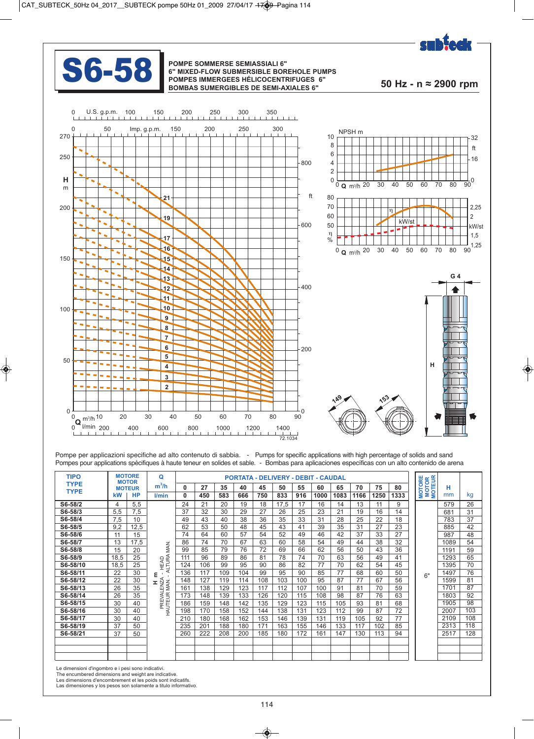# S6-58

**POMPE SOMMERSE SEMIASSIALI 6"**
**6" MIXED-FLOW SUBMERSIBLE BOREHOLE PUMPS**
**POMPES IMMERGEES HÉLICOCENTRIFUGES 6"**
**BOMBAS SUMERGIBLES DE SEMI-AXIALES 6"**

**50 Hz - n ≈ 2900 rpm**

Pompe per applicazioni specifiche ad alto contenuto di sabbia. - Pumps for specific applications with high percentage of solids and sand
Pompes pour applications spécifiques à haute teneur en solides et sable. - Bombas para aplicaciones especificas con un alto contenido de arena

| TIPO TYPE TYPE TYPE | MOTORE MOTOR MOTEUR kW | HP | Q m³/h | PORTATA - DELIVERY - DEBIT - CAUDAL | | | | | | | | | | | | MOTORE MOTOR MOTEUR | H mm | kg |
|---|---|---|---|---|---|---|---|---|---|---|---|---|---|---|---|---|---|---|
| | | | m³/h | 0 | 27 | 35 | 40 | 45 | 50 | 55 | 60 | 65 | 70 | 75 | 80 | | | |
| | | | l/min | 0 | 450 | 583 | 666 | 750 | 833 | 916 | 1000 | 1083 | 1166 | 1250 | 1333 | | | |
| S6-58/2 | 4 | 5,5 | H m PREVALENZA - HEAD HAUTEUR MAN. - ALTURA MAN. | 24 | 21 | 20 | 19 | 18 | 17,5 | 17 | 16 | 14 | 13 | 11 | 9 | 6" | 579 | 26 |
| S6-58/3 | 5,5 | 7,5 | | 37 | 32 | 30 | 29 | 27 | 26 | 25 | 23 | 21 | 19 | 16 | 14 | | 681 | 31 |
| S6-58/4 | 7,5 | 10 | | 49 | 43 | 40 | 38 | 36 | 35 | 33 | 31 | 28 | 25 | 22 | 18 | | 783 | 37 |
| S6-58/5 | 9,2 | 12,5 | | 62 | 53 | 50 | 48 | 45 | 43 | 41 | 39 | 35 | 31 | 27 | 23 | | 885 | 42 |
| S6-58/6 | 11 | 15 | | 74 | 64 | 60 | 57 | 54 | 52 | 49 | 46 | 42 | 37 | 33 | 27 | | 987 | 48 |
| S6-58/7 | 13 | 17,5 | | 86 | 74 | 70 | 67 | 63 | 60 | 58 | 54 | 49 | 44 | 38 | 32 | | 1089 | 54 |
| S6-58/8 | 15 | 20 | | 99 | 85 | 79 | 76 | 72 | 69 | 66 | 62 | 56 | 50 | 43 | 36 | | 1191 | 59 |
| S6-58/9 | 18,5 | 25 | | 111 | 96 | 89 | 86 | 81 | 78 | 74 | 70 | 63 | 56 | 49 | 41 | | 1293 | 65 |
| S6-58/10 | 18,5 | 25 | | 124 | 106 | 99 | 95 | 90 | 86 | 82 | 77 | 70 | 62 | 54 | 45 | | 1395 | 70 |
| S6-58/11 | 22 | 30 | | 136 | 117 | 109 | 104 | 99 | 95 | 90 | 85 | 77 | 68 | 60 | 50 | | 1497 | 76 |
| S6-58/12 | 22 | 30 | | 148 | 127 | 119 | 114 | 108 | 103 | 100 | 93 | 87 | 77 | 67 | 56 | | 1599 | 81 |
| S6-58/13 | 26 | 35 | | 161 | 138 | 129 | 123 | 117 | 112 | 107 | 100 | 91 | 81 | 70 | 59 | | 1701 | 87 |
| S6-58/14 | 26 | 35 | | 173 | 148 | 139 | 133 | 126 | 120 | 115 | 108 | 98 | 87 | 76 | 63 | | 1803 | 92 |
| S6-58/15 | 30 | 40 | | 186 | 159 | 148 | 142 | 135 | 129 | 123 | 115 | 105 | 93 | 81 | 68 | | 1905 | 98 |
| S6-58/16 | 30 | 40 | | 198 | 170 | 158 | 152 | 144 | 138 | 131 | 123 | 112 | 99 | 87 | 72 | | 2007 | 103 |
| S6-58/17 | 30 | 40 | | 210 | 180 | 168 | 162 | 153 | 146 | 139 | 131 | 119 | 105 | 92 | 77 | | 2109 | 108 |
| S6-58/19 | 37 | 50 | | 235 | 201 | 188 | 180 | 171 | 163 | 155 | 146 | 133 | 117 | 102 | 85 | | 2313 | 118 |
| S6-58/21 | 37 | 50 | | 260 | 222 | 208 | 200 | 185 | 180 | 172 | 161 | 147 | 130 | 113 | 94 | | 2517 | 128 |

Le dimensioni d'ingombro e i pesi sono indicativi.
The encumbered dimensions and weight are indicative.
Les dimensions d'encombrement et les poids sont indicatifs.
Las dimensiones y los pesos son solamente a titulo informativo.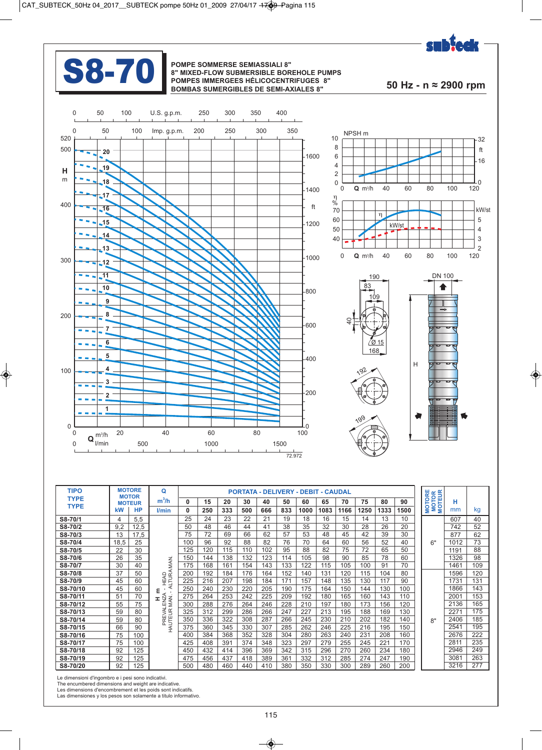# S8-70

**POMPE SOMMERSE SEMIASSIALI 8"**
**8" MIXED-FLOW SUBMERSIBLE BOREHOLE PUMPS**
**POMPES IMMERGEES HÉLICOCENTRIFUGES 8"**
**BOMBAS SUMERGIBLES DE SEMI-AXIALES 8"**

**50 Hz - n ≈ 2900 rpm**

| TIPO TYPE TYPE | MOTORE MOTOR MOTEUR kW | HP | Q $m^3/h$ | 0 | 15 | 20 | 30 | 40 | 50 | 60 | 65 | 70 | 75 | 80 | 90 | MOTORE MOTOR MOTEUR | H mm | kg |
|---|---|---|---|---|---|---|---|---|---|---|---|---|---|---|---|---|---|---|
| | | | l/min | 0 | 250 | 333 | 500 | 666 | 833 | 1000 | 1083 | 1166 | 1250 | 1333 | 1500 | | | |
| S8-70/1 | 4 | 5,5 | H m PREVALENZA - HEAD HAUTEUR MAN. - ALTURA MAN. | 25 | 24 | 23 | 22 | 21 | 19 | 18 | 16 | 15 | 14 | 13 | 10 | 6" | 607 | 40 |
| S8-70/2 | 9,2 | 12,5 | | 50 | 48 | 46 | 44 | 41 | 38 | 35 | 32 | 30 | 28 | 26 | 20 | | 742 | 52 |
| S8-70/3 | 13 | 17,5 | | 75 | 72 | 69 | 66 | 62 | 57 | 53 | 48 | 45 | 42 | 39 | 30 | | 877 | 62 |
| S8-70/4 | 18,5 | 25 | | 100 | 96 | 92 | 88 | 82 | 76 | 70 | 64 | 60 | 56 | 52 | 40 | | 1012 | 73 |
| S8-70/5 | 22 | 30 | | 125 | 120 | 115 | 110 | 102 | 95 | 88 | 82 | 75 | 72 | 65 | 50 | | 1191 | 88 |
| S8-70/6 | 26 | 35 | | 150 | 144 | 138 | 132 | 123 | 114 | 105 | 98 | 90 | 85 | 78 | 60 | | 1326 | 98 |
| S8-70/7 | 30 | 40 | | 175 | 168 | 161 | 154 | 143 | 133 | 122 | 115 | 105 | 100 | 91 | 70 | | 1461 | 109 |
| S8-70/8 | 37 | 50 | | 200 | 192 | 184 | 176 | 164 | 152 | 140 | 131 | 120 | 115 | 104 | 80 | 8" | 1596 | 120 |
| S8-70/9 | 45 | 60 | | 225 | 216 | 207 | 198 | 184 | 171 | 157 | 148 | 135 | 130 | 117 | 90 | | 1731 | 131 |
| S8-70/10 | 45 | 60 | | 250 | 240 | 230 | 220 | 205 | 190 | 175 | 164 | 150 | 144 | 130 | 100 | | 1866 | 143 |
| S8-70/11 | 51 | 70 | | 275 | 264 | 253 | 242 | 225 | 209 | 192 | 180 | 165 | 160 | 143 | 110 | | 2001 | 153 |
| S8-70/12 | 55 | 75 | | 300 | 288 | 276 | 264 | 246 | 228 | 210 | 197 | 180 | 173 | 156 | 120 | | 2136 | 165 |
| S8-70/13 | 59 | 80 | | 325 | 312 | 299 | 286 | 266 | 247 | 227 | 213 | 195 | 188 | 169 | 130 | | 2271 | 175 |
| S8-70/14 | 59 | 80 | | 350 | 336 | 322 | 308 | 287 | 266 | 245 | 230 | 210 | 202 | 182 | 140 | | 2406 | 185 |
| S8-70/15 | 66 | 90 | | 375 | 360 | 345 | 330 | 307 | 285 | 262 | 246 | 225 | 216 | 195 | 150 | | 2541 | 195 |
| S8-70/16 | 75 | 100 | | 400 | 384 | 368 | 352 | 328 | 304 | 280 | 263 | 240 | 231 | 208 | 160 | | 2676 | 222 |
| S8-70/17 | 75 | 100 | | 425 | 408 | 391 | 374 | 348 | 323 | 297 | 279 | 255 | 245 | 221 | 170 | | 2811 | 235 |
| S8-70/18 | 92 | 125 | | 450 | 432 | 414 | 396 | 369 | 342 | 315 | 296 | 270 | 260 | 234 | 180 | | 2946 | 249 |
| S8-70/19 | 92 | 125 | | 475 | 456 | 437 | 418 | 389 | 361 | 332 | 312 | 285 | 274 | 247 | 190 | | 3081 | 263 |
| S8-70/20 | 92 | 125 | | 500 | 480 | 460 | 440 | 410 | 380 | 350 | 330 | 300 | 289 | 260 | 200 | | 3216 | 277 |

Le dimensioni d'ingombro e i pesi sono indicativi.
The encumbered dimensions and weight are indicative.
Les dimensions d'encombrement et les poids sont indicatifs.
Las dimensiones y los pesos son solamente a título informativo.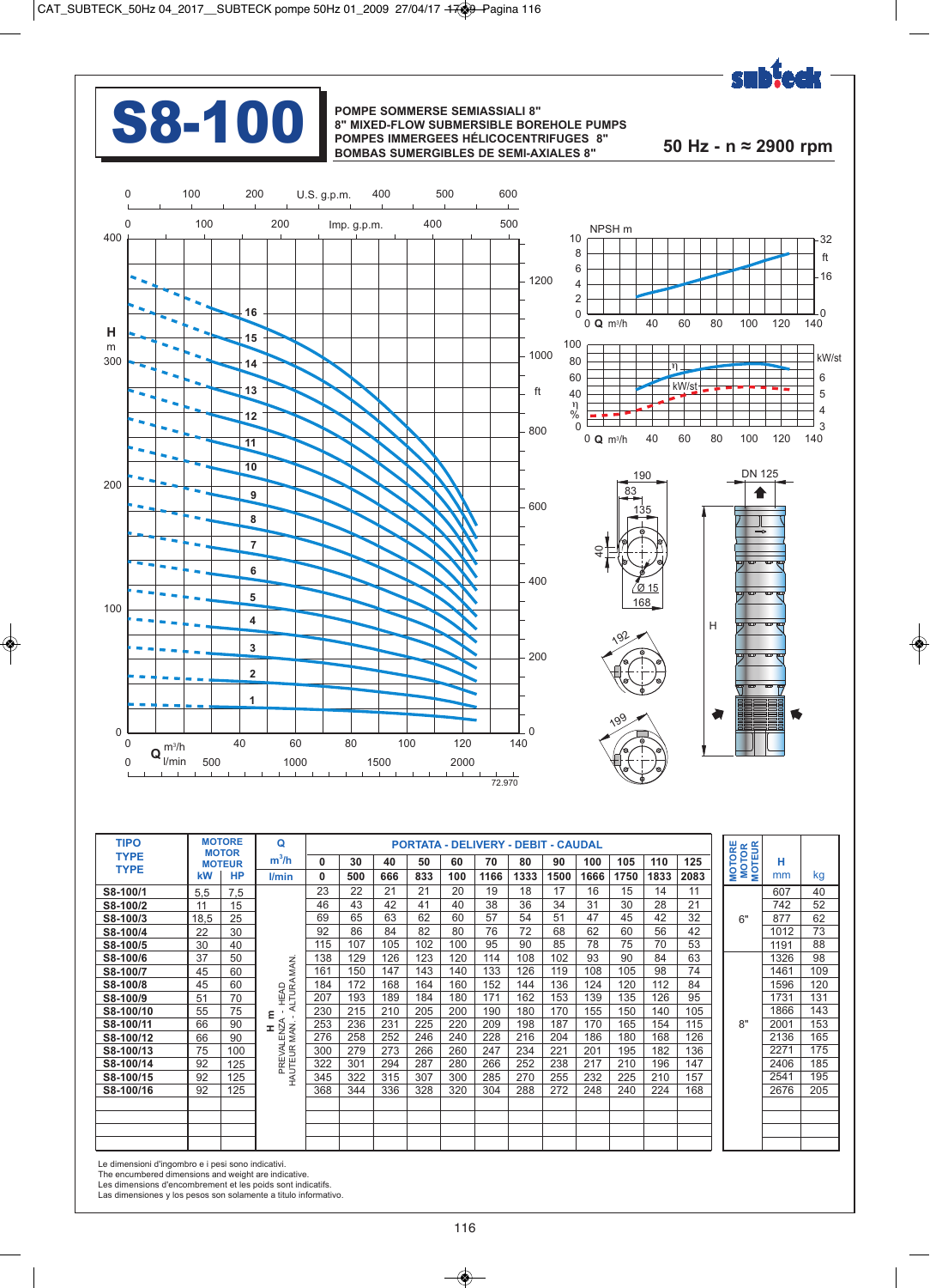# S8-100

**POMPE SOMMERSE SEMIASSIALI 8"**
**8" MIXED-FLOW SUBMERSIBLE BOREHOLE PUMPS**
**POMPES IMMERGEES HÉLICOCENTRIFUGES 8"**
**BOMBAS SUMERGIBLES DE SEMI-AXIALES 8"**

**50 Hz - n ≈ 2900 rpm**

| TIPO TYPE TYPE | MOTORE MOTOR MOTEUR kW | HP | Q m³/h / l/min | 0 / 0 | 30 / 500 | 40 / 666 | 50 / 833 | 60 / 100 | 70 / 1166 | 80 / 1333 | 90 / 1500 | 100 / 1666 | 105 / 1750 | 110 / 1833 | 125 / 2083 | MOTORE MOTOR MOTEUR | H mm | kg |
|---|---|---|---|---|---|---|---|---|---|---|---|---|---|---|---|---|---|---|
| S8-100/1 | 5,5 | 7,5 | H m PREVALENZA - HEAD HAUTEUR MAN. - ALTURA MAN. | 23 | 22 | 21 | 21 | 20 | 19 | 18 | 17 | 16 | 15 | 14 | 11 | 6" | 607 | 40 |
| S8-100/2 | 11 | 15 | | 46 | 43 | 42 | 41 | 40 | 38 | 36 | 34 | 31 | 30 | 28 | 21 | 6" | 742 | 52 |
| S8-100/3 | 18,5 | 25 | | 69 | 65 | 63 | 62 | 60 | 57 | 54 | 51 | 47 | 45 | 42 | 32 | 6" | 877 | 62 |
| S8-100/4 | 22 | 30 | | 92 | 86 | 84 | 82 | 80 | 76 | 72 | 68 | 62 | 60 | 56 | 42 | 6" | 1012 | 73 |
| S8-100/5 | 30 | 40 | | 115 | 107 | 105 | 102 | 100 | 95 | 90 | 85 | 78 | 75 | 70 | 53 | 6" | 1191 | 88 |
| S8-100/6 | 37 | 50 | | 138 | 129 | 126 | 123 | 120 | 114 | 108 | 102 | 93 | 90 | 84 | 63 | 8" | 1326 | 98 |
| S8-100/7 | 45 | 60 | | 161 | 150 | 147 | 143 | 140 | 133 | 126 | 119 | 108 | 105 | 98 | 74 | 8" | 1461 | 109 |
| S8-100/8 | 45 | 60 | | 184 | 172 | 168 | 164 | 160 | 152 | 144 | 136 | 124 | 120 | 112 | 84 | 8" | 1596 | 120 |
| S8-100/9 | 51 | 70 | | 207 | 193 | 189 | 184 | 180 | 171 | 162 | 153 | 139 | 135 | 126 | 95 | 8" | 1731 | 131 |
| S8-100/10 | 55 | 75 | | 230 | 215 | 210 | 205 | 200 | 190 | 180 | 170 | 155 | 150 | 140 | 105 | 8" | 1866 | 143 |
| S8-100/11 | 66 | 90 | | 253 | 236 | 231 | 225 | 220 | 209 | 198 | 187 | 170 | 165 | 154 | 115 | 8" | 2001 | 153 |
| S8-100/12 | 66 | 90 | | 276 | 258 | 252 | 246 | 240 | 228 | 216 | 204 | 186 | 180 | 168 | 126 | 8" | 2136 | 165 |
| S8-100/13 | 75 | 100 | | 300 | 279 | 273 | 266 | 260 | 247 | 234 | 221 | 201 | 195 | 182 | 136 | 8" | 2271 | 175 |
| S8-100/14 | 92 | 125 | | 322 | 301 | 294 | 287 | 280 | 266 | 252 | 238 | 217 | 210 | 196 | 147 | 8" | 2406 | 185 |
| S8-100/15 | 92 | 125 | | 345 | 322 | 315 | 307 | 300 | 285 | 270 | 255 | 232 | 225 | 210 | 157 | 8" | 2541 | 195 |
| S8-100/16 | 92 | 125 | | 368 | 344 | 336 | 328 | 320 | 304 | 288 | 272 | 248 | 240 | 224 | 168 | 8" | 2676 | 205 |

Le dimensioni d'ingombro e i pesi sono indicativi.
The encumbered dimensions and weight are indicative.
Les dimensions d'encombrement et les poids sont indicatifs.
Las dimensiones y los pesos son solamente a título informativo.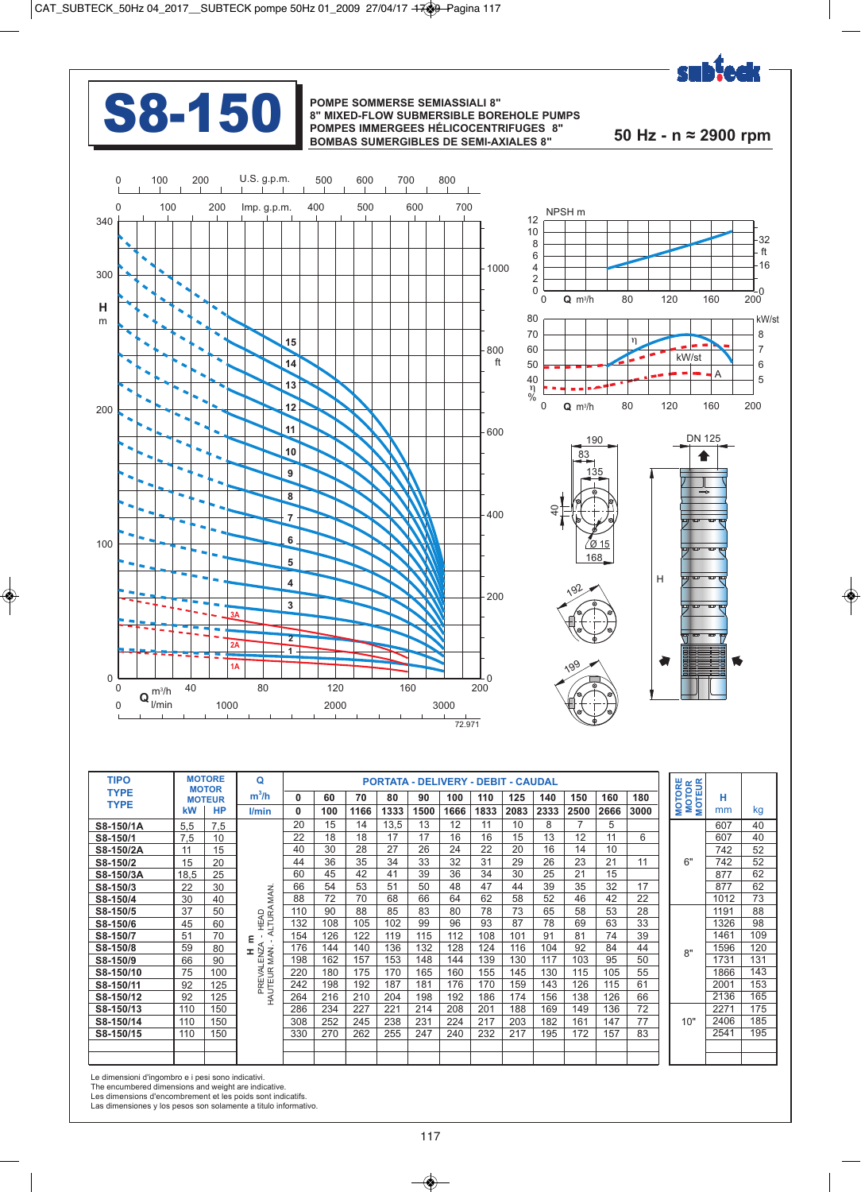# S8-150

**POMPE SOMMERSE SEMIASSIALI 8"**
**8" MIXED-FLOW SUBMERSIBLE BOREHOLE PUMPS**
**POMPES IMMERGEES HÉLICOCENTRIFUGES 8"**
**BOMBAS SUMERGIBLES DE SEMI-AXIALES 8"**

**50 Hz - n ≈ 2900 rpm**

| TIPO TYPE TYPE | MOTORE MOTOR MOTEUR kW | HP | Q m³/h | 0 | 60 | 70 | 80 | 90 | 100 | 110 | 125 | 140 | 150 | 160 | 180 | MOTORE MOTOR MOTEUR | H mm | kg |
|---|---|---|---|---|---|---|---|---|---|---|---|---|---|---|---|---|---|---|
| | | | l/min | 0 | 1000 | 1166 | 1333 | 1500 | 1666 | 1833 | 2083 | 2333 | 2500 | 2666 | 3000 | | | |
| S8-150/1A | 5,5 | 7,5 | H m PREVALENZA - HEAD HAUTEUR MAN. - ALTURA MAN. | 20 | 15 | 14 | 13,5 | 13 | 12 | 11 | 10 | 8 | 7 | 5 | | 6" | 607 | 40 |
| S8-150/1 | 7,5 | 10 | | 22 | 18 | 18 | 17 | 17 | 16 | 16 | 15 | 13 | 12 | 11 | 6 | | 607 | 40 |
| S8-150/2A | 11 | 15 | | 40 | 30 | 28 | 27 | 26 | 24 | 22 | 20 | 16 | 14 | 10 | | | 742 | 52 |
| S8-150/2 | 15 | 20 | | 44 | 36 | 35 | 34 | 33 | 32 | 31 | 29 | 26 | 23 | 21 | 11 | | 742 | 52 |
| S8-150/3A | 18,5 | 25 | | 60 | 45 | 42 | 41 | 39 | 36 | 34 | 30 | 25 | 21 | 15 | | | 877 | 62 |
| S8-150/3 | 22 | 30 | | 66 | 54 | 53 | 51 | 50 | 48 | 47 | 44 | 39 | 35 | 32 | 17 | | 877 | 62 |
| S8-150/4 | 30 | 40 | | 88 | 72 | 70 | 68 | 66 | 64 | 62 | 58 | 52 | 46 | 42 | 22 | | 1012 | 73 |
| S8-150/5 | 37 | 50 | | 110 | 90 | 88 | 85 | 83 | 80 | 78 | 73 | 65 | 58 | 53 | 28 | 8" | 1191 | 88 |
| S8-150/6 | 45 | 60 | | 132 | 108 | 105 | 102 | 99 | 96 | 93 | 87 | 78 | 69 | 63 | 33 | | 1326 | 98 |
| S8-150/7 | 51 | 70 | | 154 | 126 | 122 | 119 | 115 | 112 | 108 | 101 | 91 | 81 | 74 | 39 | | 1461 | 109 |
| S8-150/8 | 59 | 80 | | 176 | 144 | 140 | 136 | 132 | 128 | 124 | 116 | 104 | 92 | 84 | 44 | | 1596 | 120 |
| S8-150/9 | 66 | 90 | | 198 | 162 | 157 | 153 | 148 | 144 | 139 | 130 | 117 | 103 | 95 | 50 | | 1731 | 131 |
| S8-150/10 | 75 | 100 | | 220 | 180 | 175 | 170 | 165 | 160 | 155 | 145 | 130 | 115 | 105 | 55 | | 1866 | 143 |
| S8-150/11 | 92 | 125 | | 242 | 198 | 192 | 187 | 181 | 176 | 170 | 159 | 143 | 126 | 115 | 61 | | 2001 | 153 |
| S8-150/12 | 92 | 125 | | 264 | 216 | 210 | 204 | 198 | 192 | 186 | 174 | 156 | 138 | 126 | 66 | | 2136 | 165 |
| S8-150/13 | 110 | 150 | | 286 | 234 | 227 | 221 | 214 | 208 | 201 | 188 | 169 | 149 | 136 | 72 | 10" | 2271 | 175 |
| S8-150/14 | 110 | 150 | | 308 | 252 | 245 | 238 | 231 | 224 | 217 | 203 | 182 | 161 | 147 | 77 | | 2406 | 185 |
| S8-150/15 | 110 | 150 | | 330 | 270 | 262 | 255 | 247 | 240 | 232 | 217 | 195 | 172 | 157 | 83 | | 2541 | 195 |

Le dimensioni d'ingombro e i pesi sono indicativi.
The encumbered dimensions and weight are indicative.
Les dimensions d'encombrement et les poids sont indicatifs.
Las dimensiones y los pesos son solamente a título informativo.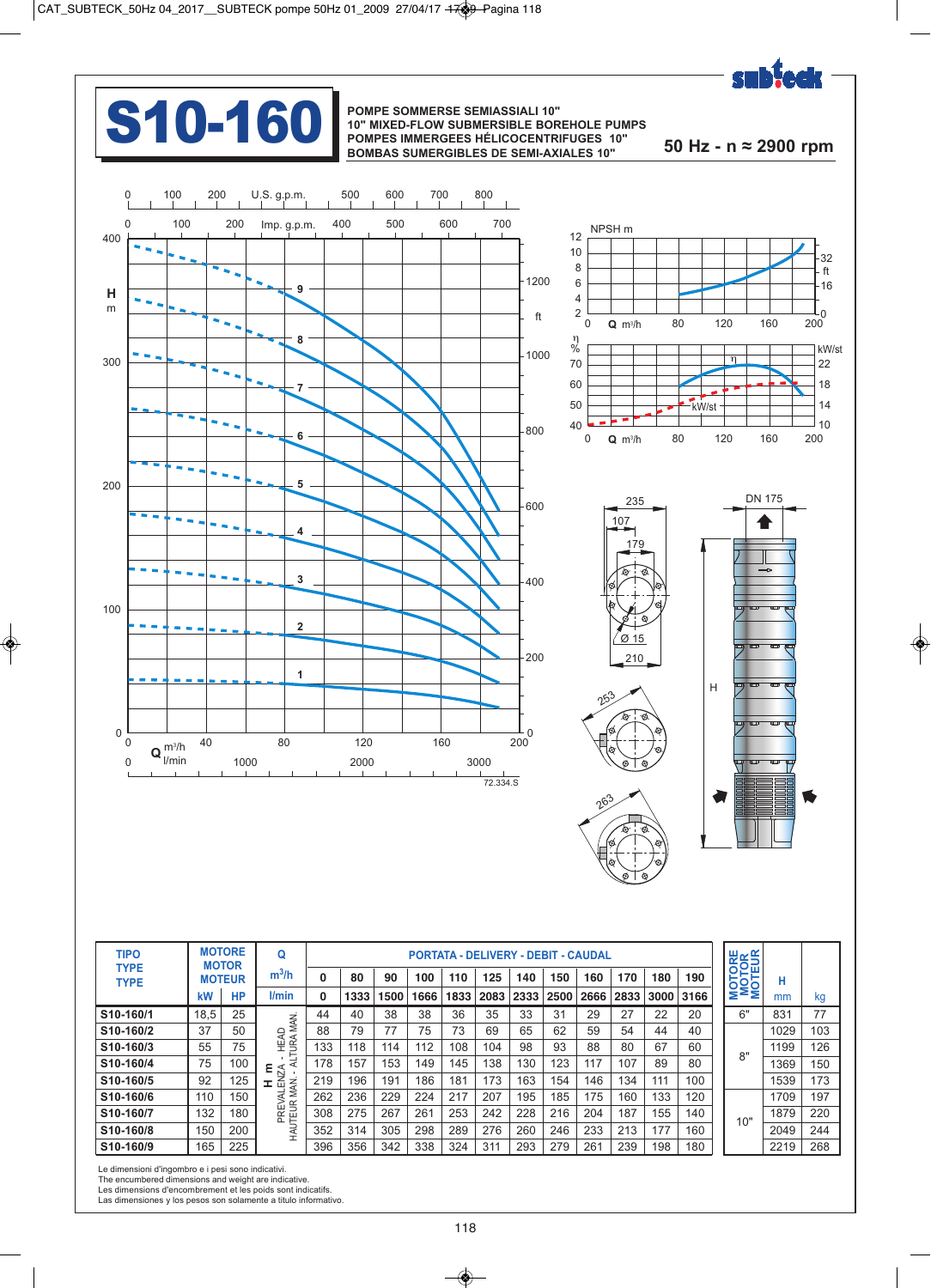# S10-160

**POMPE SOMMERSE SEMIASSIALI 10"**
**10" MIXED-FLOW SUBMERSIBLE BOREHOLE PUMPS**
**POMPES IMMERGEES HÉLICOCENTRIFUGES 10"**
**BOMBAS SUMERGIBLES DE SEMI-AXIALES 10"**

**50 Hz - n ≈ 2900 rpm**

| TIPO TYPE TYPE | MOTORE MOTOR MOTEUR | | Q m³/h | PORTATA - DELIVERY - DEBIT - CAUDAL | | | | | | | | | | | | | MOTORE MOTOR MOTEUR | H | |
|---|---|---|---|---|---|---|---|---|---|---|---|---|---|---|---|---|---|---|---|
| | | | | 0 | 80 | 90 | 100 | 110 | 125 | 140 | 150 | 160 | 170 | 180 | 190 | | | |
| | kW | HP | l/min | 0 | 1333 | 1500 | 1666 | 1833 | 2083 | 2333 | 2500 | 2666 | 2833 | 3000 | 3166 | | mm | kg |
| S10-160/1 | 18,5 | 25 | H m PREVALENZA - HEAD HAUTEUR MAN. - ALTURA MAN. | 44 | 40 | 38 | 38 | 36 | 35 | 33 | 31 | 29 | 27 | 22 | 20 | 6" | 831 | 77 |
| S10-160/2 | 37 | 50 | | 88 | 79 | 77 | 75 | 73 | 69 | 65 | 62 | 59 | 54 | 44 | 40 | 8" | 1029 | 103 |
| S10-160/3 | 55 | 75 | | 133 | 118 | 114 | 112 | 108 | 104 | 98 | 93 | 88 | 80 | 67 | 60 | | 1199 | 126 |
| S10-160/4 | 75 | 100 | | 178 | 157 | 153 | 149 | 145 | 138 | 130 | 123 | 117 | 107 | 89 | 80 | | 1369 | 150 |
| S10-160/5 | 92 | 125 | | 219 | 196 | 191 | 186 | 181 | 173 | 163 | 154 | 146 | 134 | 111 | 100 | | 1539 | 173 |
| S10-160/6 | 110 | 150 | | 262 | 236 | 229 | 224 | 217 | 207 | 195 | 185 | 175 | 160 | 133 | 120 | 10" | 1709 | 197 |
| S10-160/7 | 132 | 180 | | 308 | 275 | 267 | 261 | 253 | 242 | 228 | 216 | 204 | 187 | 155 | 140 | | 1879 | 220 |
| S10-160/8 | 150 | 200 | | 352 | 314 | 305 | 298 | 289 | 276 | 260 | 246 | 233 | 213 | 177 | 160 | | 2049 | 244 |
| S10-160/9 | 165 | 225 | | 396 | 356 | 342 | 338 | 324 | 311 | 293 | 279 | 261 | 239 | 198 | 180 | | 2219 | 268 |

Le dimensioni d'ingombro e i pesi sono indicativi.
The encumbered dimensions and weight are indicative.
Les dimensions d'encombrement et les poids sont indicatifs.
Las dimensiones y los pesos son solamente a titulo informativo.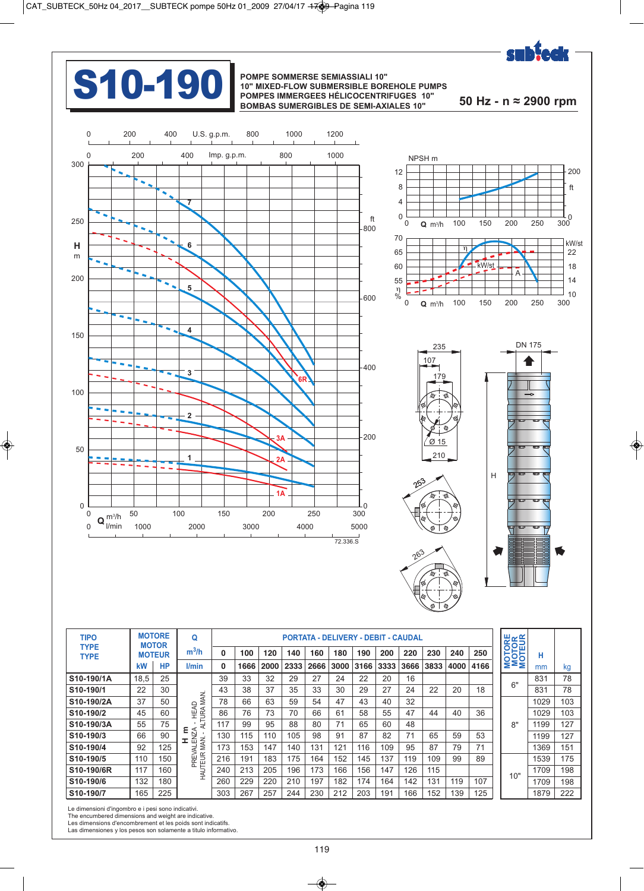# S10-190

**POMPE SOMMERSE SEMIASSIALI 10"**
**10" MIXED-FLOW SUBMERSIBLE BOREHOLE PUMPS**
**POMPES IMMERGEES HÉLICOCENTRIFUGES 10"**
**BOMBAS SUMERGIBLES DE SEMI-AXIALES 10"**

**50 Hz - n ≈ 2900 rpm**

| TIPO / TYPE / TYPE | MOTORE / MOTOR / MOTEUR | | Q | PORTATA - DELIVERY - DEBIT - CAUDAL | | | | | | | | | | | | MOTORE / MOTOR / MOTEUR | H | |
|---|---|---|---|---|---|---|---|---|---|---|---|---|---|---|---|---|---|---|
| | | | m³/h | 0 | 100 | 120 | 140 | 160 | 180 | 190 | 200 | 220 | 230 | 240 | 250 | | | |
| | kW | HP | l/min | 0 | 1666 | 2000 | 2333 | 2666 | 3000 | 3166 | 3333 | 3666 | 3833 | 4000 | 4166 | | mm | kg |
| S10-190/1A | 18,5 | 25 | H m PREVALENZA - HEAD HAUTEUR MAN. - ALTURA MAN. | 39 | 33 | 32 | 29 | 27 | 24 | 22 | 20 | 16 | | | | 6" | 831 | 78 |
| S10-190/1 | 22 | 30 | | 43 | 38 | 37 | 35 | 33 | 30 | 29 | 27 | 24 | 22 | 20 | 18 | | 831 | 78 |
| S10-190/2A | 37 | 50 | | 78 | 66 | 63 | 59 | 54 | 47 | 43 | 40 | 32 | | | | 8" | 1029 | 103 |
| S10-190/2 | 45 | 60 | | 86 | 76 | 73 | 70 | 66 | 61 | 58 | 55 | 47 | 44 | 40 | 36 | | 1029 | 103 |
| S10-190/3A | 55 | 75 | | 117 | 99 | 95 | 88 | 80 | 71 | 65 | 60 | 48 | | | | | 1199 | 127 |
| S10-190/3 | 66 | 90 | | 130 | 115 | 110 | 105 | 98 | 91 | 87 | 82 | 71 | 65 | 59 | 53 | | 1199 | 127 |
| S10-190/4 | 92 | 125 | | 173 | 153 | 147 | 140 | 131 | 121 | 116 | 109 | 95 | 87 | 79 | 71 | | 1369 | 151 |
| S10-190/5 | 110 | 150 | | 216 | 191 | 183 | 175 | 164 | 152 | 145 | 137 | 119 | 109 | 99 | 89 | 10" | 1539 | 175 |
| S10-190/6R | 117 | 160 | | 240 | 213 | 205 | 196 | 173 | 166 | 156 | 147 | 126 | 115 | | | | 1709 | 198 |
| S10-190/6 | 132 | 180 | | 260 | 229 | 220 | 210 | 197 | 182 | 174 | 164 | 142 | 131 | 119 | 107 | | 1709 | 198 |
| S10-190/7 | 165 | 225 | | 303 | 267 | 257 | 244 | 230 | 212 | 203 | 191 | 166 | 152 | 139 | 125 | | 1879 | 222 |

Le dimensioni d'ingombro e i pesi sono indicativi.
The encumbered dimensions and weight are indicative.
Les dimensions d'encombrement et les poids sont indicatifs.
Las dimensiones y los pesos son solamente a titulo informativo.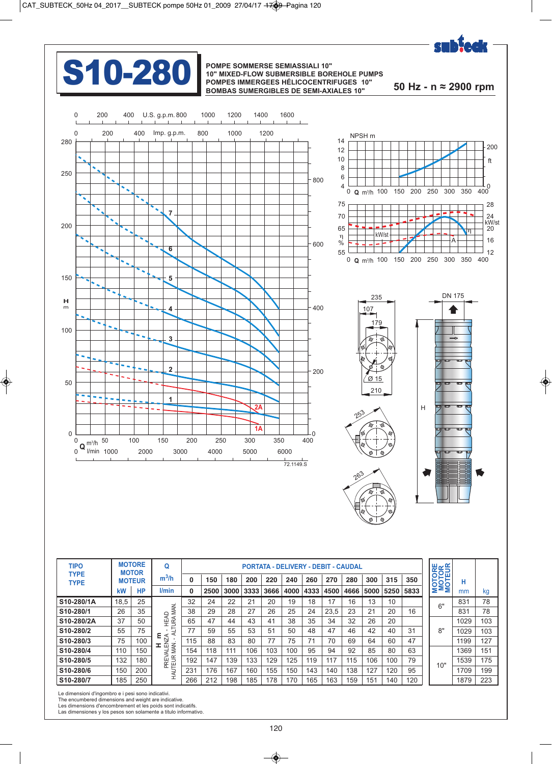# S10-280

**POMPE SOMMERSE SEMIASSIALI 10"**
**10" MIXED-FLOW SUBMERSIBLE BOREHOLE PUMPS**
**POMPES IMMERGEES HÉLICOCENTRIFUGES 10"**
**BOMBAS SUMERGIBLES DE SEMI-AXIALES 10"**

**50 Hz - n ≈ 2900 rpm**

72.1149.S

| TIPO / TYPE / TYPE | MOTORE / MOTOR / MOTEUR kW | HP | Q $m^3/h$ | 0 | 150 | 180 | 200 | 220 | 240 | 260 | 270 | 280 | 300 | 315 | 350 | MOTORE / MOTOR / MOTEUR | H mm | kg |
|---|---|---|---|---|---|---|---|---|---|---|---|---|---|---|---|---|---|---|
| | | | l/min | 0 | 2500 | 3000 | 3333 | 3666 | 4000 | 4333 | 4500 | 4666 | 5000 | 5250 | 5833 | | | |
| S10-280/1A | 18,5 | 25 | H m PREVALENZA - HEAD HAUTEUR MAN. - ALTURA MAN. | 32 | 24 | 22 | 21 | 20 | 19 | 18 | 17 | 16 | 13 | 10 | | 6" | 831 | 78 |
| S10-280/1 | 26 | 35 | | 38 | 29 | 28 | 27 | 26 | 25 | 24 | 23,5 | 23 | 21 | 20 | 16 | | 831 | 78 |
| S10-280/2A | 37 | 50 | | 65 | 47 | 44 | 43 | 41 | 38 | 35 | 34 | 32 | 26 | 20 | | 8" | 1029 | 103 |
| S10-280/2 | 55 | 75 | | 77 | 59 | 55 | 53 | 51 | 50 | 48 | 47 | 46 | 42 | 40 | 31 | | 1029 | 103 |
| S10-280/3 | 75 | 100 | | 115 | 88 | 83 | 80 | 77 | 75 | 71 | 70 | 69 | 64 | 60 | 47 | | 1199 | 127 |
| S10-280/4 | 110 | 150 | | 154 | 118 | 111 | 106 | 103 | 100 | 95 | 94 | 92 | 85 | 80 | 63 | 10" | 1369 | 151 |
| S10-280/5 | 132 | 180 | | 192 | 147 | 139 | 133 | 129 | 125 | 119 | 117 | 115 | 106 | 100 | 79 | | 1539 | 175 |
| S10-280/6 | 150 | 200 | | 231 | 176 | 167 | 160 | 155 | 150 | 143 | 140 | 138 | 127 | 120 | 95 | | 1709 | 199 |
| S10-280/7 | 185 | 250 | | 266 | 212 | 198 | 185 | 178 | 170 | 165 | 163 | 159 | 151 | 140 | 120 | | 1879 | 223 |

Le dimensioni d'ingombro e i pesi sono indicativi.
The encumbered dimensions and weight are indicative.
Les dimensions d'encombrement et les poids sont indicatifs.
Las dimensiones y los pesos son solamente a titulo informativo.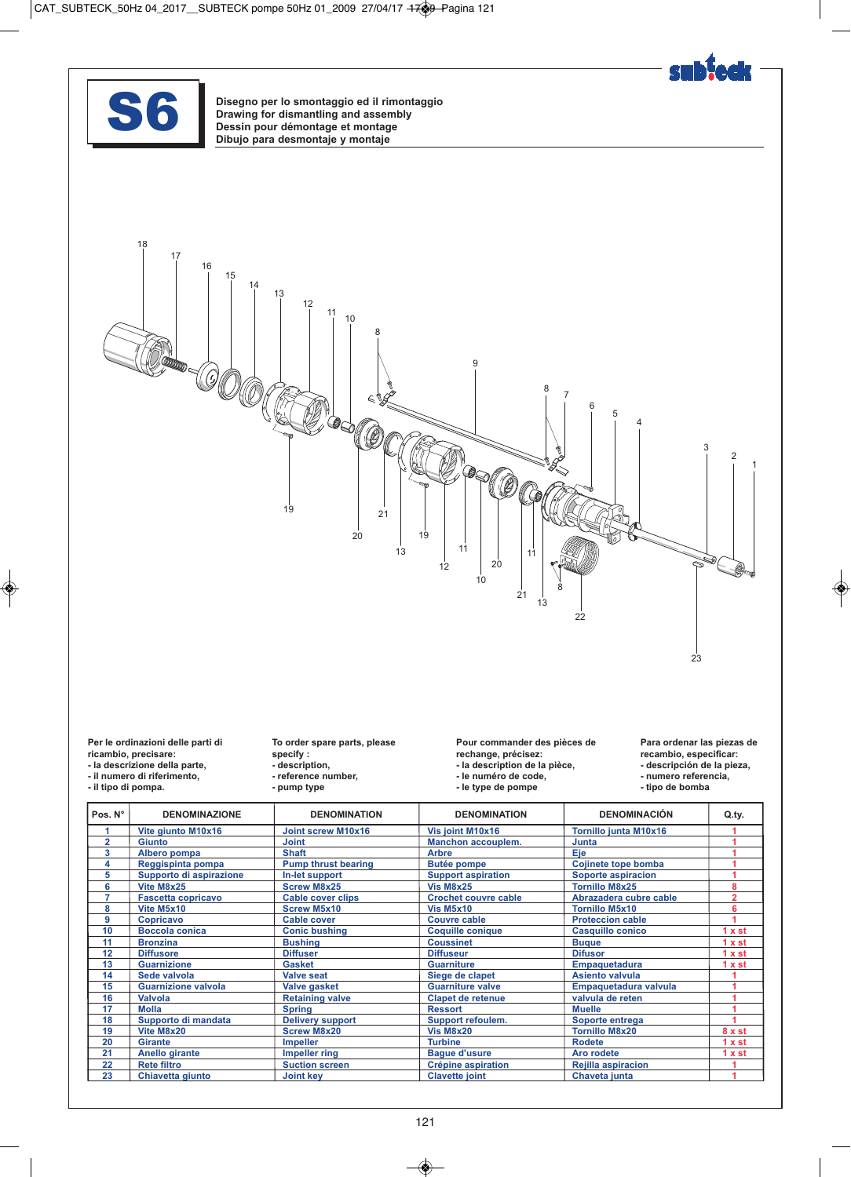# S6

**Disegno per lo smontaggio ed il rimontaggio**
**Drawing for dismantling and assembly**
**Dessin pour démontage et montage**
**Dibujo para desmontaje y montaje**

Per le ordinazioni delle parti di ricambio, precisare:
- la descrizione della parte,
- il numero di riferimento,
- il tipo di pompa.

To order spare parts, please specify :
- description,
- reference number,
- pump type

Pour commander des pièces de rechange, précisez:
- la description de la pièce,
- le numéro de code,
- le type de pompe

Para ordenar las piezas de recambio, especificar:
- descripción de la pieza,
- numero referencia,
- tipo de bomba

| Pos. N° | DENOMINAZIONE | DENOMINATION | DENOMINATION | DENOMINACIÓN | Q.ty. |
|---|---|---|---|---|---|
| 1 | Vite giunto M10x16 | Joint screw M10x16 | Vis joint M10x16 | Tornillo junta M10x16 | 1 |
| 2 | Giunto | Joint | Manchon accouplem. | Junta | 1 |
| 3 | Albero pompa | Shaft | Arbre | Eje | 1 |
| 4 | Reggispinta pompa | Pump thrust bearing | Butée pompe | Cojinete tope bomba | 1 |
| 5 | Supporto di aspirazione | In-let support | Support aspiration | Soporte aspiracion | 1 |
| 6 | Vite M8x25 | Screw M8x25 | Vis M8x25 | Tornillo M8x25 | 8 |
| 7 | Fascetta copricavo | Cable cover clips | Crochet couvre cable | Abrazadera cubre cable | 2 |
| 8 | Vite M5x10 | Screw M5x10 | Vis M5x10 | Tornillo M5x10 | 6 |
| 9 | Copricavo | Cable cover | Couvre cable | Proteccion cable | 1 |
| 10 | Boccola conica | Conic bushing | Coquille conique | Casquillo conico | 1 x st |
| 11 | Bronzina | Bushing | Coussinet | Buque | 1 x st |
| 12 | Diffusore | Diffuser | Diffuseur | Difusor | 1 x st |
| 13 | Guarnizione | Gasket | Guarniture | Empaquetadura | 1 x st |
| 14 | Sede valvola | Valve seat | Siege de clapet | Asiento valvula | 1 |
| 15 | Guarnizione valvola | Valve gasket | Guarniture valve | Empaquetadura valvula | 1 |
| 16 | Valvola | Retaining valve | Clapet de retenue | valvula de reten | 1 |
| 17 | Molla | Spring | Ressort | Muelle | 1 |
| 18 | Supporto di mandata | Delivery support | Support refoulem. | Soporte entrega | 1 |
| 19 | Vite M8x20 | Screw M8x20 | Vis M8x20 | Tornillo M8x20 | 8 x st |
| 20 | Girante | Impeller | Turbine | Rodete | 1 x st |
| 21 | Anello girante | Impeller ring | Bague d'usure | Aro rodete | 1 x st |
| 22 | Rete filtro | Suction screen | Crépine aspiration | Rejilla aspiracion | 1 |
| 23 | Chiavetta giunto | Joint key | Clavette joint | Chaveta junta | 1 |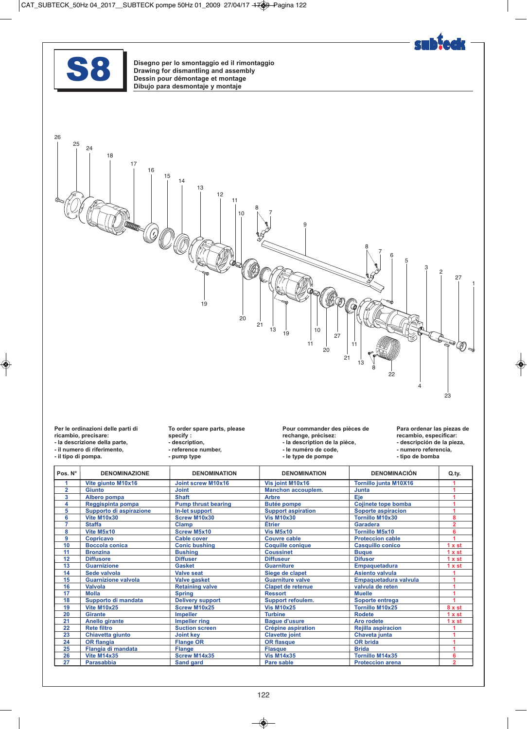# S8

**Disegno per lo smontaggio ed il rimontaggio**
**Drawing for dismantling and assembly**
**Dessin pour démontage et montage**
**Dibujo para desmontaje y montaje**

Per le ordinazioni delle parti di ricambio, precisare:
- la descrizione della parte,
- il numero di riferimento,
- il tipo di pompa.

To order spare parts, please specify :
- description,
- reference number,
- pump type

Pour commander des pièces de rechange, précisez:
- la description de la pièce,
- le numéro de code,
- le type de pompe

Para ordenar las piezas de recambio, especificar:
- descripción de la pieza,
- numero referencia,
- tipo de bomba

| Pos. N° | DENOMINAZIONE | DENOMINATION | DENOMINATION | DENOMINACIÓN | Q.ty. |
|---|---|---|---|---|---|
| 1 | Vite giunto M10x16 | Joint screw M10x16 | Vis joint M10x16 | Tornillo junta M10X16 | 1 |
| 2 | Giunto | Joint | Manchon accouplem. | Junta | 1 |
| 3 | Albero pompa | Shaft | Arbre | Eje | 1 |
| 4 | Reggispinta pompa | Pump thrust bearing | Butée pompe | Cojinete tope bomba | 1 |
| 5 | Supporto di aspirazione | In-let support | Support aspiration | Soporte aspiracion | 1 |
| 6 | Vite M10x30 | Screw M10x30 | Vis M10x30 | Tornillo M10x30 | 8 |
| 7 | Staffa | Clamp | Etrier | Garadera | 2 |
| 8 | Vite M5x10 | Screw M5x10 | Vis M5x10 | Tornillo M5x10 | 6 |
| 9 | Copricavo | Cable cover | Couvre cable | Proteccion cable | 1 |
| 10 | Boccola conica | Conic bushing | Coquille conique | Casquillo conico | 1 x st |
| 11 | Bronzina | Bushing | Coussinet | Buque | 1 x st |
| 12 | Diffusore | Diffuser | Diffuseur | Difusor | 1 x st |
| 13 | Guarnizione | Gasket | Guarniture | Empaquetadura | 1 x st |
| 14 | Sede valvola | Valve seat | Siege de clapet | Asiento valvula | 1 |
| 15 | Guarnizione valvola | Valve gasket | Guarniture valve | Empaquetadura valvula | 1 |
| 16 | Valvola | Retaining valve | Clapet de retenue | valvula de reten | 1 |
| 17 | Molla | Spring | Ressort | Muelle | 1 |
| 18 | Supporto di mandata | Delivery support | Support refoulem. | Soporte entrega | 1 |
| 19 | Vite M10x25 | Screw M10x25 | Vis M10x25 | Tornillo M10x25 | 8 x st |
| 20 | Girante | Impeller | Turbine | Rodete | 1 x st |
| 21 | Anello girante | Impeller ring | Bague d'usure | Aro rodete | 1 x st |
| 22 | Rete filtro | Suction screen | Crépine aspiration | Rejilla aspiracion | 1 |
| 23 | Chiavetta giunto | Joint key | Clavette joint | Chaveta junta | 1 |
| 24 | OR flangia | Flange OR | OR flasque | OR brida | 1 |
| 25 | Flangia di mandata | Flange | Flasque | Brida | 1 |
| 26 | Vite M14x35 | Screw M14x35 | Vis M14x35 | Tornillo M14x35 | 6 |
| 27 | Parasabbia | Sand gard | Pare sable | Proteccion arena | 2 |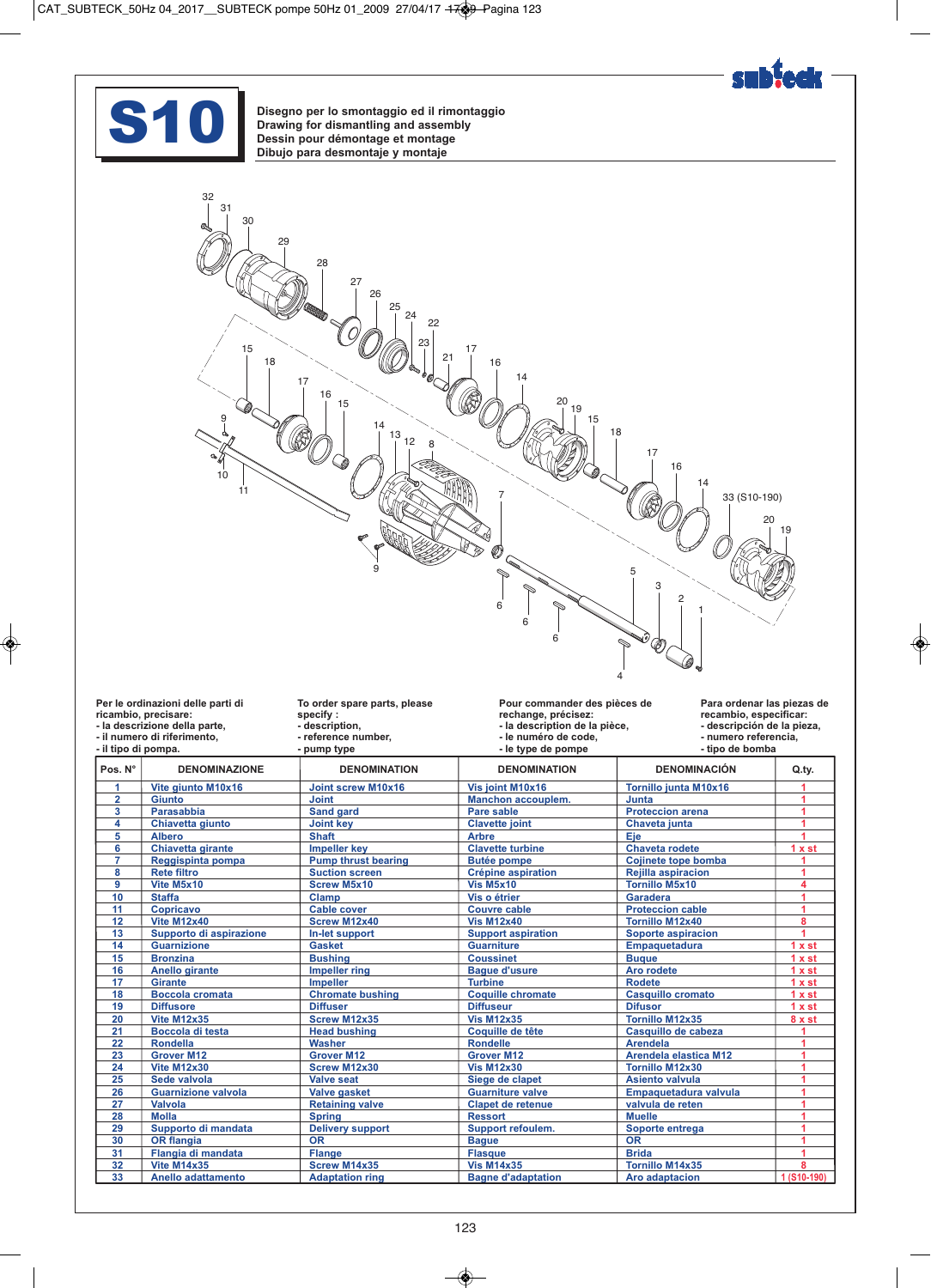# S10

**Disegno per lo smontaggio ed il rimontaggio**
**Drawing for dismantling and assembly**
**Dessin pour démontage et montage**
**Dibujo para desmontaje y montaje**

32
31
30
29
28
27
26
25
24
22
23
21
17
16
14
20
19
15
18
17
16
14
33 (S10-190)
20
19
15
18
17
16
15
9
10
11
14
13
12
8
7
9
6
6
6
5
3
2
1
4

Per le ordinazioni delle parti di ricambio, precisare:
- la descrizione della parte,
- il numero di riferimento,
- il tipo di pompa.

To order spare parts, please specify :
- description,
- reference number,
- pump type

Pour commander des pièces de rechange, précisez:
- la description de la pièce,
- le numéro de code,
- le type de pompe

Para ordenar las piezas de recambio, especificar:
- descripción de la pieza,
- numero referencia,
- tipo de bomba

| Pos. N° | DENOMINAZIONE | DENOMINATION | DENOMINATION | DENOMINACIÓN | Q.ty. |
|---|---|---|---|---|---|
| 1 | Vite giunto M10x16 | Joint screw M10x16 | Vis joint M10x16 | Tornillo junta M10x16 | 1 |
| 2 | Giunto | Joint | Manchon accouplem. | Junta | 1 |
| 3 | Parasabbia | Sand gard | Pare sable | Proteccion arena | 1 |
| 4 | Chiavetta giunto | Joint key | Clavette joint | Chaveta junta | 1 |
| 5 | Albero | Shaft | Arbre | Eje | 1 |
| 6 | Chiavetta girante | Impeller key | Clavette turbine | Chaveta rodete | 1 x st |
| 7 | Reggispinta pompa | Pump thrust bearing | Butée pompe | Cojinete tope bomba | 1 |
| 8 | Rete filtro | Suction screen | Crépine aspiration | Rejilla aspiracion | 1 |
| 9 | Vite M5x10 | Screw M5x10 | Vis M5x10 | Tornillo M5x10 | 4 |
| 10 | Staffa | Clamp | Vis o étrier | Garadera | 1 |
| 11 | Copricavo | Cable cover | Couvre cable | Proteccion cable | 1 |
| 12 | Vite M12x40 | Screw M12x40 | Vis M12x40 | Tornillo M12x40 | 8 |
| 13 | Supporto di aspirazione | In-let support | Support aspiration | Soporte aspiracion | 1 |
| 14 | Guarnizione | Gasket | Guarniture | Empaquetadura | 1 x st |
| 15 | Bronzina | Bushing | Coussinet | Buque | 1 x st |
| 16 | Anello girante | Impeller ring | Bague d'usure | Aro rodete | 1 x st |
| 17 | Girante | Impeller | Turbine | Rodete | 1 x st |
| 18 | Boccola cromata | Chromate bushing | Coquille chromate | Casquillo cromato | 1 x st |
| 19 | Diffusore | Diffuser | Diffuseur | Difusor | 1 x st |
| 20 | Vite M12x35 | Screw M12x35 | Vis M12x35 | Tornillo M12x35 | 8 x st |
| 21 | Boccola di testa | Head bushing | Coquille de tête | Casquillo de cabeza | 1 |
| 22 | Rondella | Washer | Rondelle | Arendela | 1 |
| 23 | Grover M12 | Grover M12 | Grover M12 | Arendela elastica M12 | 1 |
| 24 | Vite M12x30 | Screw M12x30 | Vis M12x30 | Tornillo M12x30 | 1 |
| 25 | Sede valvola | Valve seat | Siege de clapet | Asiento valvula | 1 |
| 26 | Guarnizione valvola | Valve gasket | Guarniture valve | Empaquetadura valvula | 1 |
| 27 | Valvola | Retaining valve | Clapet de retenue | valvula de reten | 1 |
| 28 | Molla | Spring | Ressort | Muelle | 1 |
| 29 | Supporto di mandata | Delivery support | Support refoulem. | Soporte entrega | 1 |
| 30 | OR flangia | OR | Bague | OR | 1 |
| 31 | Flangia di mandata | Flange | Flasque | Brida | 1 |
| 32 | Vite M14x35 | Screw M14x35 | Vis M14x35 | Tornillo M14x35 | 8 |
| 33 | Anello adattamento | Adaptation ring | Bagne d'adaptation | Aro adaptacion | 1 (S10-190) |